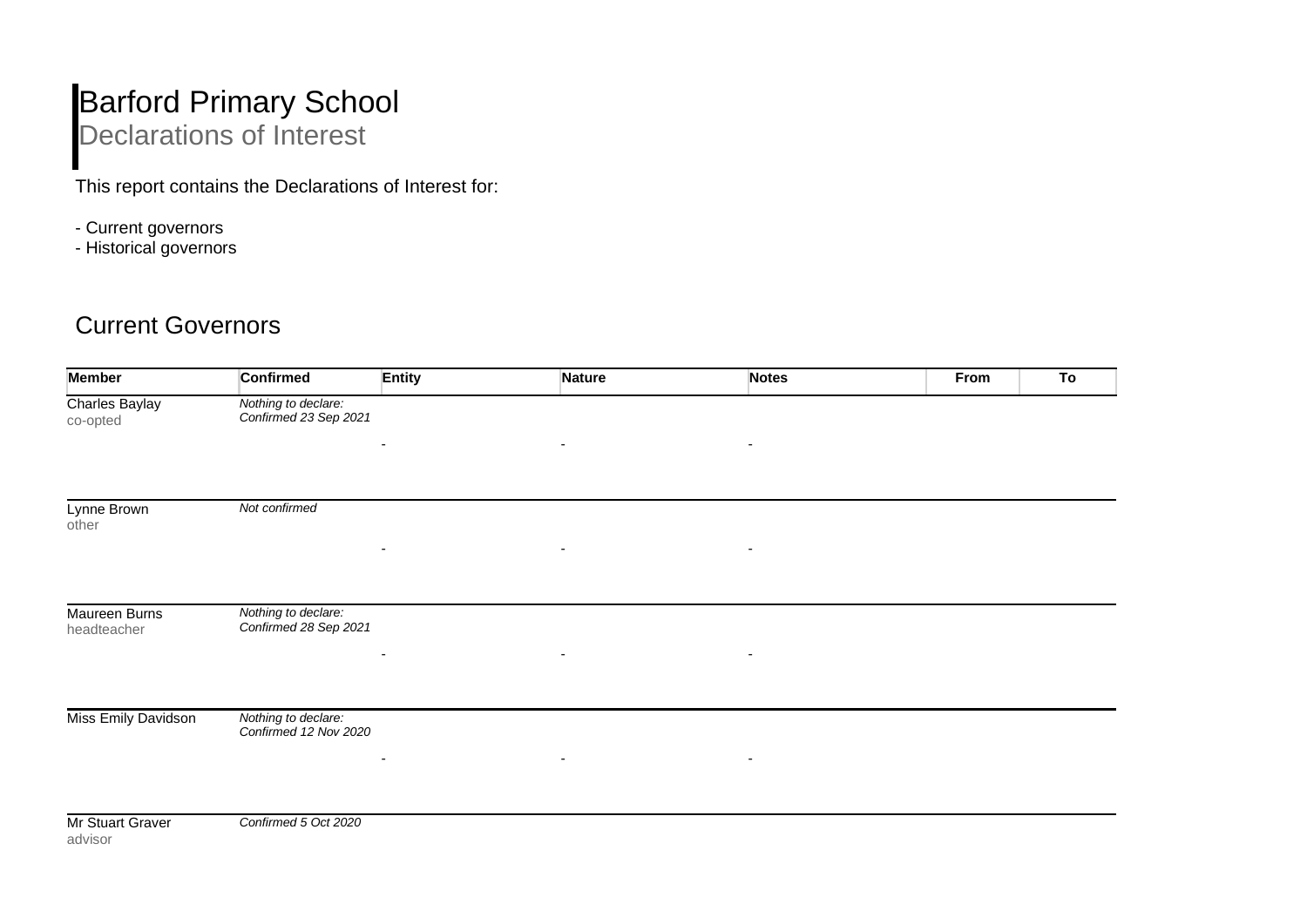# Barford Primary School

## Declarations of Interest

This report contains the Declarations of Interest for:

- Current governors
- Historical governors

## Current Governors

| Member | Confirmed | Entity | Nature | Notes | From | To |
|---|---|---|---|---|---|---|
| Charles Baylay<br>co-opted | *Nothing to declare: Confirmed 23 Sep 2021* | - | - | - | | |
| Lynne Brown<br>other | *Not confirmed* | - | - | - | | |
| Maureen Burns<br>headteacher | *Nothing to declare: Confirmed 28 Sep 2021* | - | - | - | | |
| Miss Emily Davidson | *Nothing to declare: Confirmed 12 Nov 2020* | - | - | - | | |
| Mr Stuart Graver<br>advisor | *Confirmed 5 Oct 2020* | | | | | |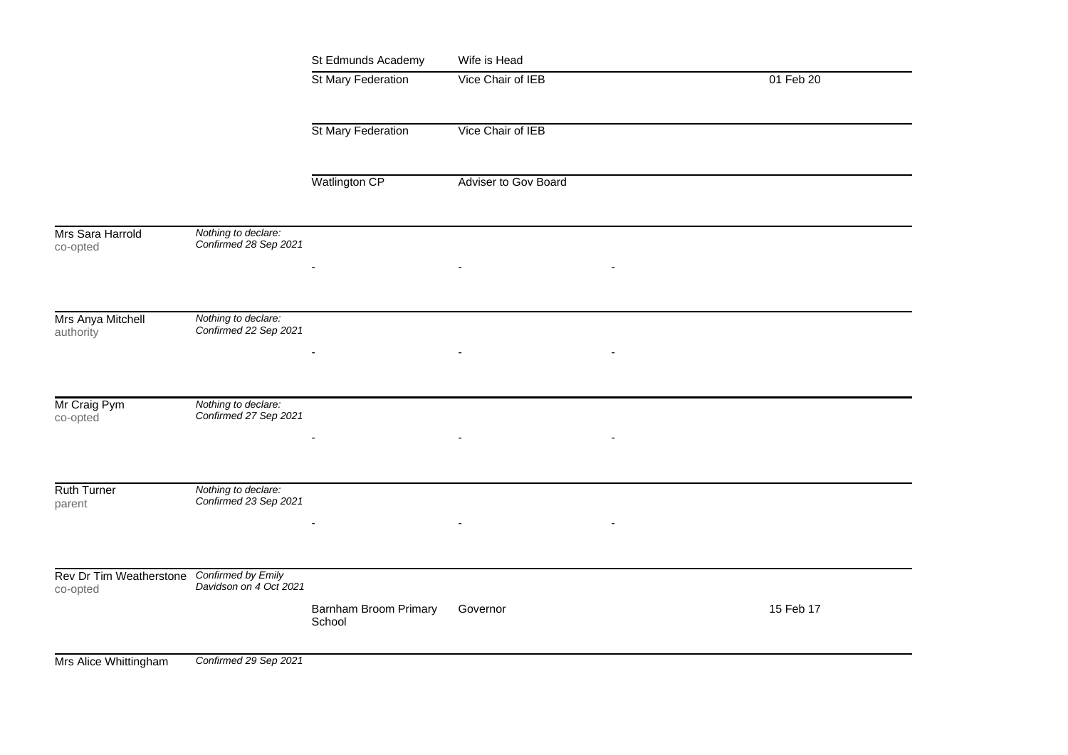| Name | Declaration | Organisation | Relationship | | Date |
|---|---|---|---|---|---|
| | | St Edmunds Academy | Wife is Head | | |
| | | St Mary Federation | Vice Chair of IEB | | 01 Feb 20 |
| | | St Mary Federation | Vice Chair of IEB | | |
| | | Watlington CP | Adviser to Gov Board | | |
| Mrs Sara Harrold<br>co-opted | *Nothing to declare:*<br>*Confirmed 28 Sep 2021* | - | - | - | |
| Mrs Anya Mitchell<br>authority | *Nothing to declare:*<br>*Confirmed 22 Sep 2021* | - | - | - | |
| Mr Craig Pym<br>co-opted | *Nothing to declare:*<br>*Confirmed 27 Sep 2021* | - | - | - | |
| Ruth Turner<br>parent | *Nothing to declare:*<br>*Confirmed 23 Sep 2021* | - | - | - | |
| Rev Dr Tim Weatherstone<br>co-opted | *Confirmed by Emily Davidson on 4 Oct 2021* | Barnham Broom Primary School | Governor | | 15 Feb 17 |
| Mrs Alice Whittingham | *Confirmed 29 Sep 2021* | | | | |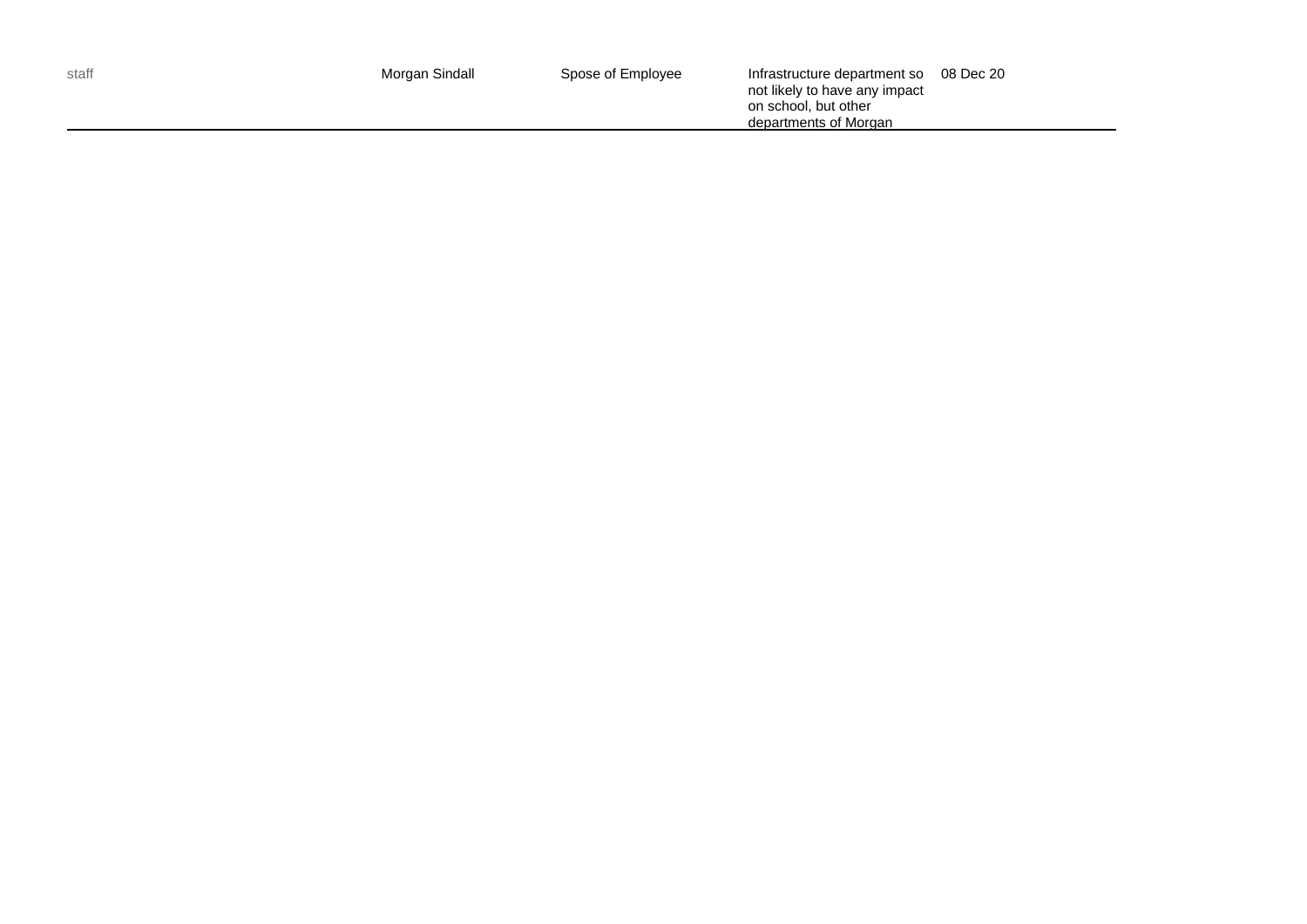| | | | | |
|---|---|---|---|---|
| staff | Morgan Sindall | Spose of Employee | Infrastructure department so not likely to have any impact on school, but other departments of Morgan | 08 Dec 20 |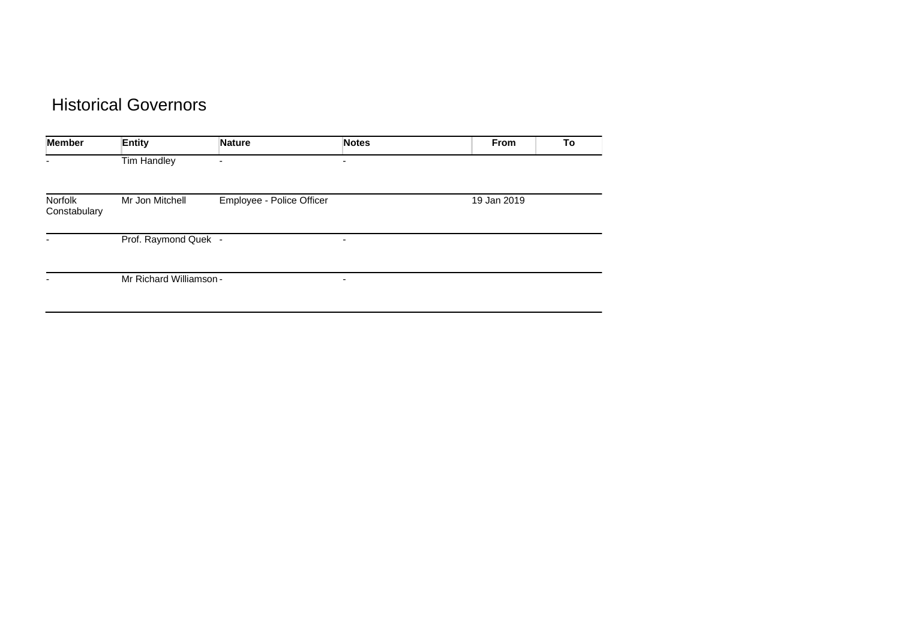## Historical Governors

| Member | Entity | Nature | Notes | From | To |
|---|---|---|---|---|---|
| - | Tim Handley | - | - | | |
| Norfolk Constabulary | Mr Jon Mitchell | Employee - Police Officer | | 19 Jan 2019 | |
| - | Prof. Raymond Quek | - | - | | |
| - | Mr Richard Williamson | - | - | | |